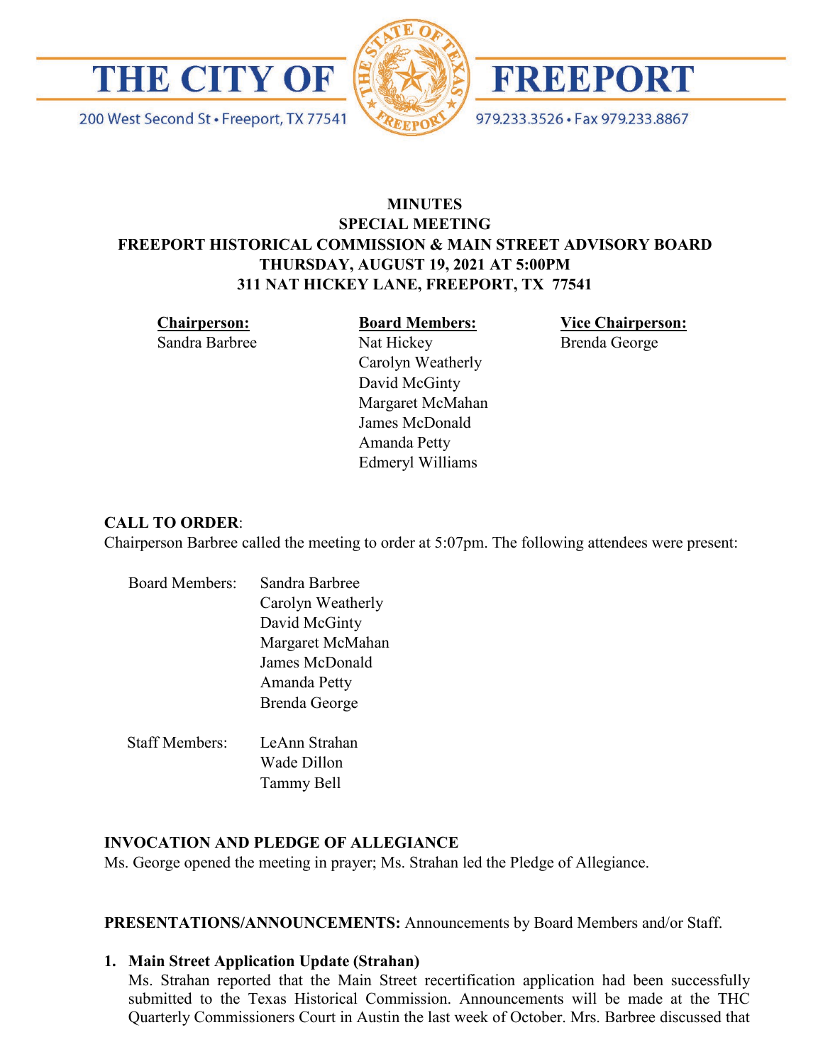# THE CITY OF FREEPORT

200 West Second St • Freeport, TX 77541

979.233.3526 • Fax 979.233.8867

**MINUTES**
**SPECIAL MEETING**
**FREEPORT HISTORICAL COMMISSION & MAIN STREET ADVISORY BOARD**
**THURSDAY, AUGUST 19, 2021 AT 5:00PM**
**311 NAT HICKEY LANE, FREEPORT, TX 77541**

| **Chairperson:** | **Board Members:** | **Vice Chairperson:** |
|---|---|---|
| Sandra Barbree | Nat Hickey | Brenda George |
| | Carolyn Weatherly | |
| | David McGinty | |
| | Margaret McMahan | |
| | James McDonald | |
| | Amanda Petty | |
| | Edmeryl Williams | |

**CALL TO ORDER**:
Chairperson Barbree called the meeting to order at 5:07pm. The following attendees were present:

Board Members:
- Sandra Barbree
- Carolyn Weatherly
- David McGinty
- Margaret McMahan
- James McDonald
- Amanda Petty
- Brenda George

Staff Members:
- LeAnn Strahan
- Wade Dillon
- Tammy Bell

**INVOCATION AND PLEDGE OF ALLEGIANCE**
Ms. George opened the meeting in prayer; Ms. Strahan led the Pledge of Allegiance.

**PRESENTATIONS/ANNOUNCEMENTS:** Announcements by Board Members and/or Staff.

1. **Main Street Application Update (Strahan)**
   Ms. Strahan reported that the Main Street recertification application had been successfully submitted to the Texas Historical Commission. Announcements will be made at the THC Quarterly Commissioners Court in Austin the last week of October. Mrs. Barbree discussed that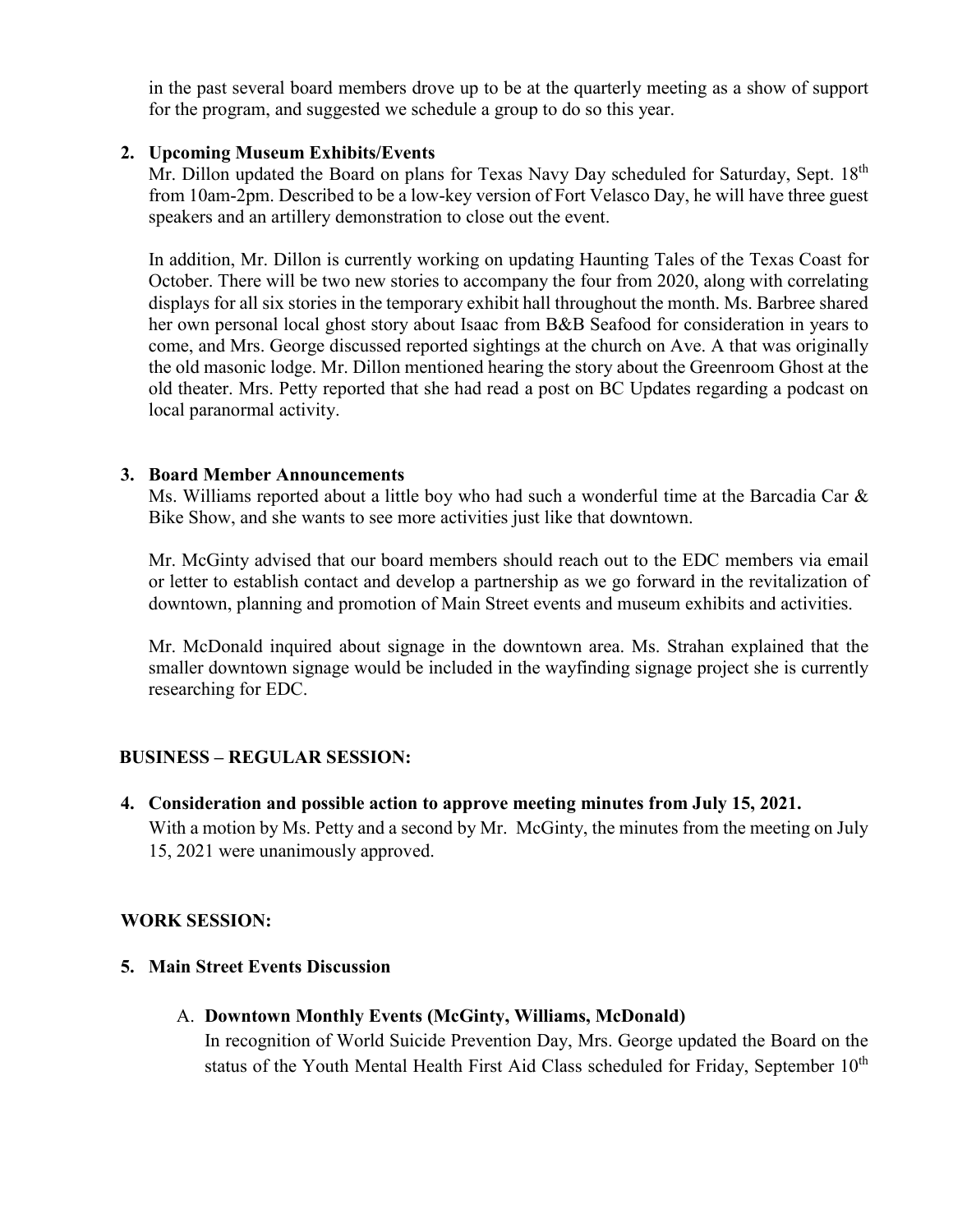in the past several board members drove up to be at the quarterly meeting as a show of support for the program, and suggested we schedule a group to do so this year.

2. **Upcoming Museum Exhibits/Events**

   Mr. Dillon updated the Board on plans for Texas Navy Day scheduled for Saturday, Sept. 18th from 10am-2pm. Described to be a low-key version of Fort Velasco Day, he will have three guest speakers and an artillery demonstration to close out the event.

   In addition, Mr. Dillon is currently working on updating Haunting Tales of the Texas Coast for October. There will be two new stories to accompany the four from 2020, along with correlating displays for all six stories in the temporary exhibit hall throughout the month. Ms. Barbree shared her own personal local ghost story about Isaac from B&B Seafood for consideration in years to come, and Mrs. George discussed reported sightings at the church on Ave. A that was originally the old masonic lodge. Mr. Dillon mentioned hearing the story about the Greenroom Ghost at the old theater. Mrs. Petty reported that she had read a post on BC Updates regarding a podcast on local paranormal activity.

3. **Board Member Announcements**

   Ms. Williams reported about a little boy who had such a wonderful time at the Barcadia Car & Bike Show, and she wants to see more activities just like that downtown.

   Mr. McGinty advised that our board members should reach out to the EDC members via email or letter to establish contact and develop a partnership as we go forward in the revitalization of downtown, planning and promotion of Main Street events and museum exhibits and activities.

   Mr. McDonald inquired about signage in the downtown area. Ms. Strahan explained that the smaller downtown signage would be included in the wayfinding signage project she is currently researching for EDC.

**BUSINESS – REGULAR SESSION:**

4. **Consideration and possible action to approve meeting minutes from July 15, 2021.**

   With a motion by Ms. Petty and a second by Mr. McGinty, the minutes from the meeting on July 15, 2021 were unanimously approved.

**WORK SESSION:**

5. **Main Street Events Discussion**

   A. **Downtown Monthly Events (McGinty, Williams, McDonald)**

   In recognition of World Suicide Prevention Day, Mrs. George updated the Board on the status of the Youth Mental Health First Aid Class scheduled for Friday, September 10th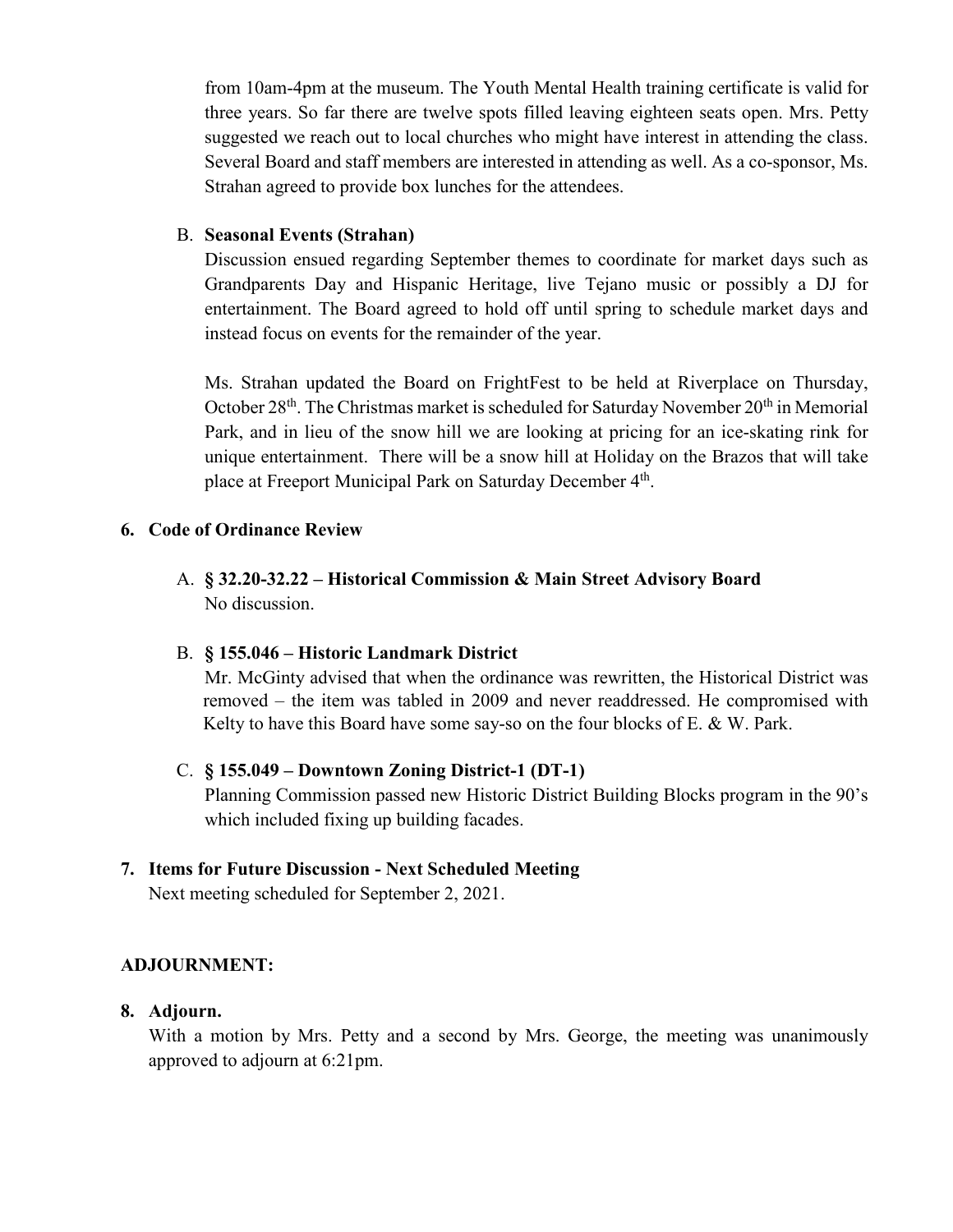from 10am-4pm at the museum. The Youth Mental Health training certificate is valid for three years. So far there are twelve spots filled leaving eighteen seats open. Mrs. Petty suggested we reach out to local churches who might have interest in attending the class. Several Board and staff members are interested in attending as well. As a co-sponsor, Ms. Strahan agreed to provide box lunches for the attendees.

B. **Seasonal Events (Strahan)**

Discussion ensued regarding September themes to coordinate for market days such as Grandparents Day and Hispanic Heritage, live Tejano music or possibly a DJ for entertainment. The Board agreed to hold off until spring to schedule market days and instead focus on events for the remainder of the year.

Ms. Strahan updated the Board on FrightFest to be held at Riverplace on Thursday, October 28th. The Christmas market is scheduled for Saturday November 20th in Memorial Park, and in lieu of the snow hill we are looking at pricing for an ice-skating rink for unique entertainment. There will be a snow hill at Holiday on the Brazos that will take place at Freeport Municipal Park on Saturday December 4th.

**6. Code of Ordinance Review**

A. **§ 32.20-32.22 – Historical Commission & Main Street Advisory Board**

No discussion.

B. **§ 155.046 – Historic Landmark District**

Mr. McGinty advised that when the ordinance was rewritten, the Historical District was removed – the item was tabled in 2009 and never readdressed. He compromised with Kelty to have this Board have some say-so on the four blocks of E. & W. Park.

C. **§ 155.049 – Downtown Zoning District-1 (DT-1)**

Planning Commission passed new Historic District Building Blocks program in the 90's which included fixing up building facades.

**7. Items for Future Discussion - Next Scheduled Meeting**

Next meeting scheduled for September 2, 2021.

**ADJOURNMENT:**

**8. Adjourn.**

With a motion by Mrs. Petty and a second by Mrs. George, the meeting was unanimously approved to adjourn at 6:21pm.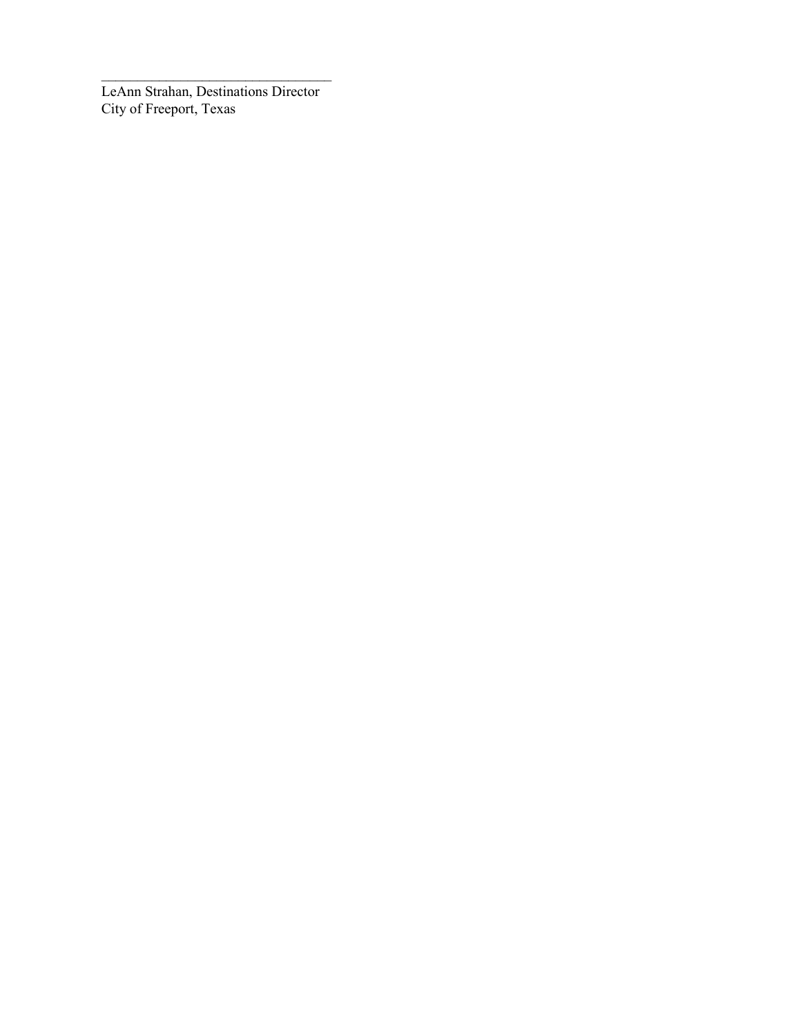\_\_\_\_\_\_\_\_\_\_\_\_\_\_\_\_\_\_\_\_\_\_\_\_\_\_\_\_\_\_\_\_\_

LeAnn Strahan, Destinations Director
City of Freeport, Texas